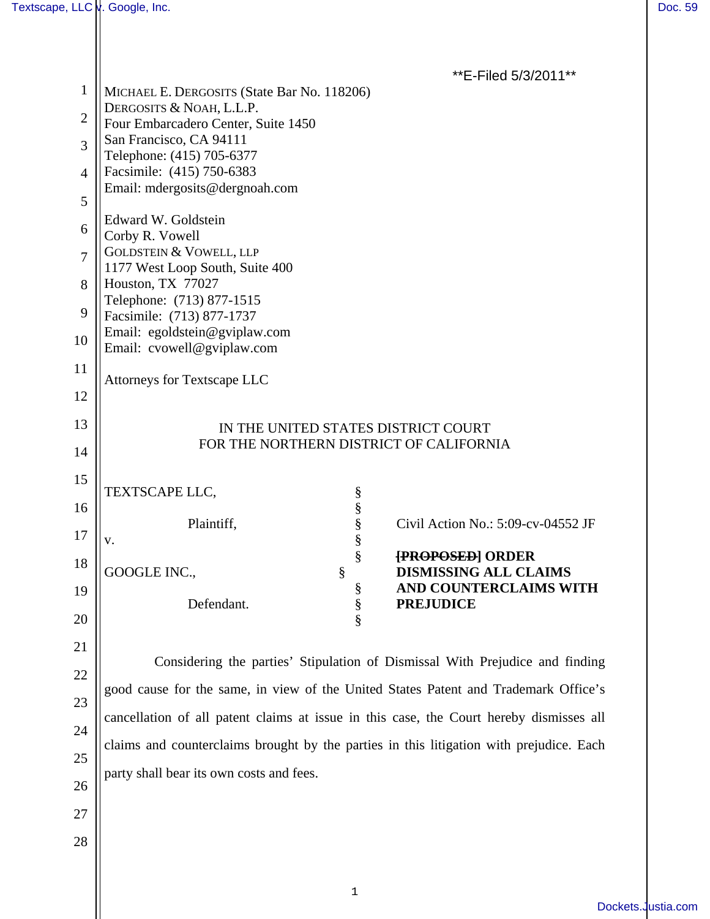**E-Filed 5/3/2011**

MICHAEL E. DERGOSITS (State Bar No. 118206)
DERGOSITS & NOAH, L.L.P.
Four Embarcadero Center, Suite 1450
San Francisco, CA 94111
Telephone: (415) 705-6377
Facsimile: (415) 750-6383
Email: mdergosits@dergnoah.com

Edward W. Goldstein
Corby R. Vowell
GOLDSTEIN & VOWELL, LLP
1177 West Loop South, Suite 400
Houston, TX 77027
Telephone: (713) 877-1515
Facsimile: (713) 877-1737
Email: egoldstein@gviplaw.com
Email: cvowell@gviplaw.com

Attorneys for Textscape LLC

IN THE UNITED STATES DISTRICT COURT
FOR THE NORTHERN DISTRICT OF CALIFORNIA

| | | |
|---|---|---|
| TEXTSCAPE LLC, Plaintiff, v. GOOGLE INC., Defendant. | § | Civil Action No.: 5:09-cv-04552 JF **~~[PROPOSED]~~ ORDER DISMISSING ALL CLAIMS AND COUNTERCLAIMS WITH PREJUDICE** |

Considering the parties' Stipulation of Dismissal With Prejudice and finding good cause for the same, in view of the United States Patent and Trademark Office's cancellation of all patent claims at issue in this case, the Court hereby dismisses all claims and counterclaims brought by the parties in this litigation with prejudice. Each party shall bear its own costs and fees.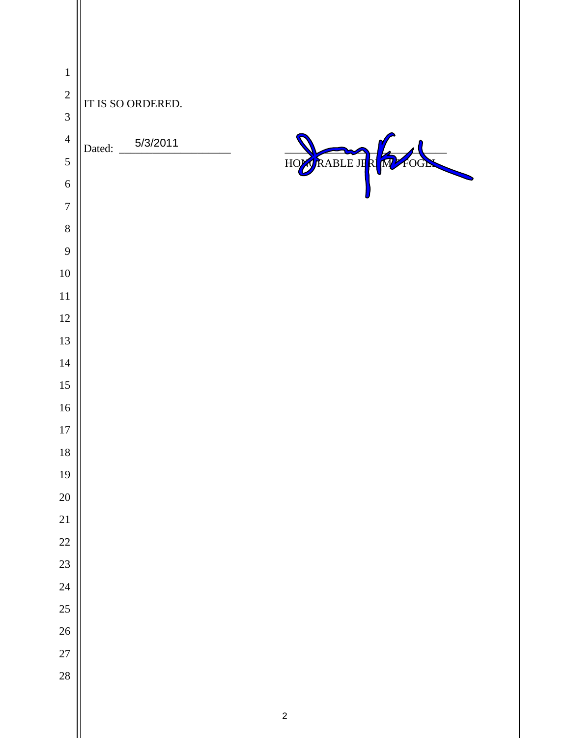IT IS SO ORDERED.

Dated: 5/3/2011

HONORABLE JEREMY FOGEL